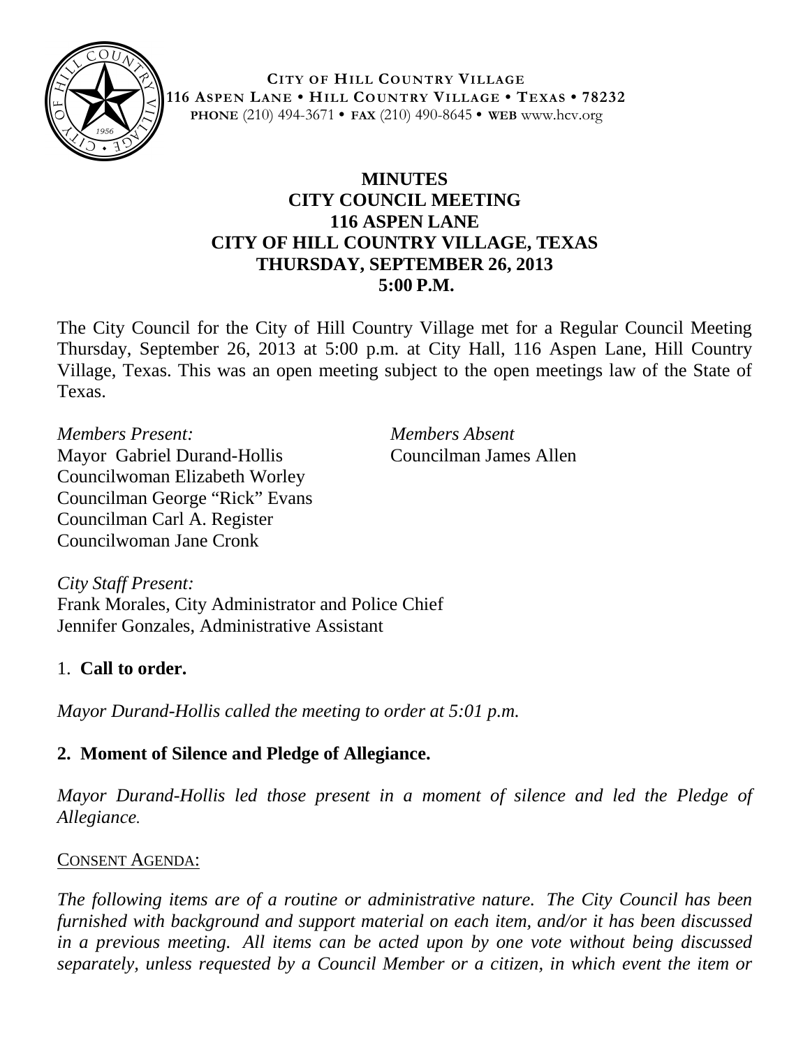**CITY OF HILL COUNTRY VILLAGE**
**116 ASPEN LANE • HILL COUNTRY VILLAGE • TEXAS • 78232**
**PHONE** (210) 494-3671 • **FAX** (210) 490-8645 • **WEB** www.hcv.org

# MINUTES
# CITY COUNCIL MEETING
# 116 ASPEN LANE
# CITY OF HILL COUNTRY VILLAGE, TEXAS
# THURSDAY, SEPTEMBER 26, 2013
# 5:00 P.M.

The City Council for the City of Hill Country Village met for a Regular Council Meeting Thursday, September 26, 2013 at 5:00 p.m. at City Hall, 116 Aspen Lane, Hill Country Village, Texas. This was an open meeting subject to the open meetings law of the State of Texas.

*Members Present:*
Mayor Gabriel Durand-Hollis
Councilwoman Elizabeth Worley
Councilman George "Rick" Evans
Councilman Carl A. Register
Councilwoman Jane Cronk

*Members Absent*
Councilman James Allen

*City Staff Present:*
Frank Morales, City Administrator and Police Chief
Jennifer Gonzales, Administrative Assistant

1. **Call to order.**

*Mayor Durand-Hollis called the meeting to order at 5:01 p.m.*

**2. Moment of Silence and Pledge of Allegiance.**

*Mayor Durand-Hollis led those present in a moment of silence and led the Pledge of Allegiance.*

CONSENT AGENDA:

*The following items are of a routine or administrative nature. The City Council has been furnished with background and support material on each item, and/or it has been discussed in a previous meeting. All items can be acted upon by one vote without being discussed separately, unless requested by a Council Member or a citizen, in which event the item or*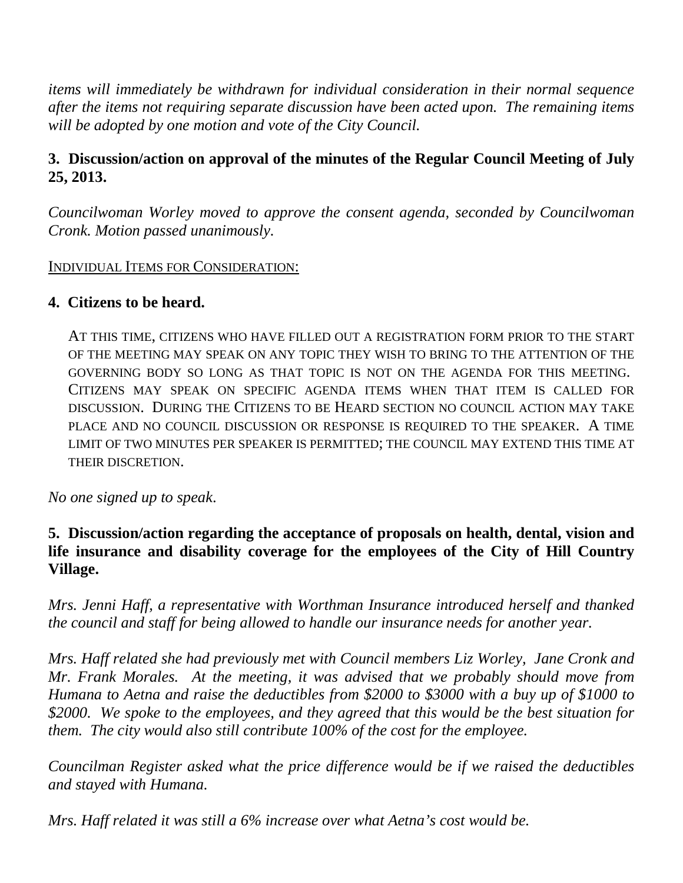*items will immediately be withdrawn for individual consideration in their normal sequence after the items not requiring separate discussion have been acted upon. The remaining items will be adopted by one motion and vote of the City Council.*

**3. Discussion/action on approval of the minutes of the Regular Council Meeting of July 25, 2013.**

*Councilwoman Worley moved to approve the consent agenda, seconded by Councilwoman Cronk. Motion passed unanimously.*

<u>INDIVIDUAL ITEMS FOR CONSIDERATION:</u>

**4. Citizens to be heard.**

AT THIS TIME, CITIZENS WHO HAVE FILLED OUT A REGISTRATION FORM PRIOR TO THE START OF THE MEETING MAY SPEAK ON ANY TOPIC THEY WISH TO BRING TO THE ATTENTION OF THE GOVERNING BODY SO LONG AS THAT TOPIC IS NOT ON THE AGENDA FOR THIS MEETING. CITIZENS MAY SPEAK ON SPECIFIC AGENDA ITEMS WHEN THAT ITEM IS CALLED FOR DISCUSSION. DURING THE CITIZENS TO BE HEARD SECTION NO COUNCIL ACTION MAY TAKE PLACE AND NO COUNCIL DISCUSSION OR RESPONSE IS REQUIRED TO THE SPEAKER. A TIME LIMIT OF TWO MINUTES PER SPEAKER IS PERMITTED; THE COUNCIL MAY EXTEND THIS TIME AT THEIR DISCRETION.

*No one signed up to speak.*

**5. Discussion/action regarding the acceptance of proposals on health, dental, vision and life insurance and disability coverage for the employees of the City of Hill Country Village.**

*Mrs. Jenni Haff, a representative with Worthman Insurance introduced herself and thanked the council and staff for being allowed to handle our insurance needs for another year.*

*Mrs. Haff related she had previously met with Council members Liz Worley, Jane Cronk and Mr. Frank Morales. At the meeting, it was advised that we probably should move from Humana to Aetna and raise the deductibles from $2000 to $3000 with a buy up of $1000 to $2000. We spoke to the employees, and they agreed that this would be the best situation for them. The city would also still contribute 100% of the cost for the employee.*

*Councilman Register asked what the price difference would be if we raised the deductibles and stayed with Humana.*

*Mrs. Haff related it was still a 6% increase over what Aetna's cost would be.*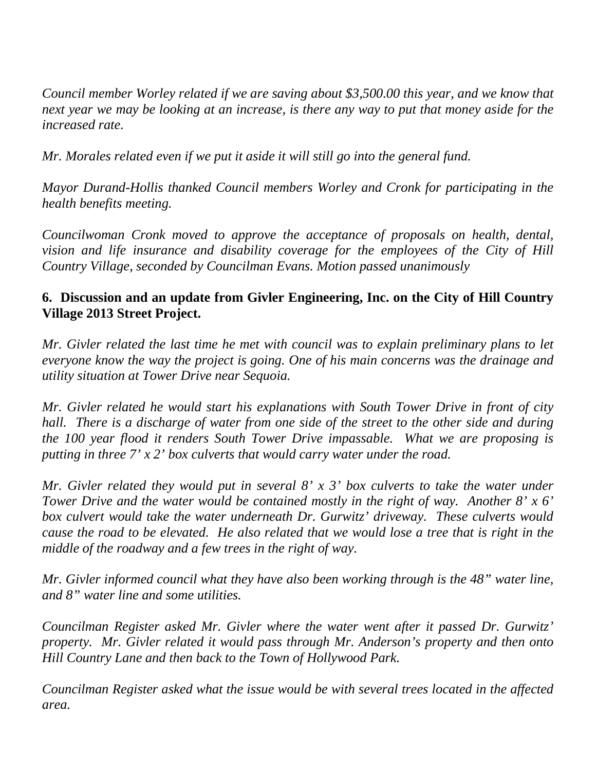*Council member Worley related if we are saving about $3,500.00 this year, and we know that next year we may be looking at an increase, is there any way to put that money aside for the increased rate.*

*Mr. Morales related even if we put it aside it will still go into the general fund.*

*Mayor Durand-Hollis thanked Council members Worley and Cronk for participating in the health benefits meeting.*

*Councilwoman Cronk moved to approve the acceptance of proposals on health, dental, vision and life insurance and disability coverage for the employees of the City of Hill Country Village, seconded by Councilman Evans. Motion passed unanimously*

**6. Discussion and an update from Givler Engineering, Inc. on the City of Hill Country Village 2013 Street Project.**

*Mr. Givler related the last time he met with council was to explain preliminary plans to let everyone know the way the project is going. One of his main concerns was the drainage and utility situation at Tower Drive near Sequoia.*

*Mr. Givler related he would start his explanations with South Tower Drive in front of city hall. There is a discharge of water from one side of the street to the other side and during the 100 year flood it renders South Tower Drive impassable. What we are proposing is putting in three 7' x 2' box culverts that would carry water under the road.*

*Mr. Givler related they would put in several 8' x 3' box culverts to take the water under Tower Drive and the water would be contained mostly in the right of way. Another 8' x 6' box culvert would take the water underneath Dr. Gurwitz' driveway. These culverts would cause the road to be elevated. He also related that we would lose a tree that is right in the middle of the roadway and a few trees in the right of way.*

*Mr. Givler informed council what they have also been working through is the 48" water line, and 8" water line and some utilities.*

*Councilman Register asked Mr. Givler where the water went after it passed Dr. Gurwitz' property. Mr. Givler related it would pass through Mr. Anderson's property and then onto Hill Country Lane and then back to the Town of Hollywood Park.*

*Councilman Register asked what the issue would be with several trees located in the affected area.*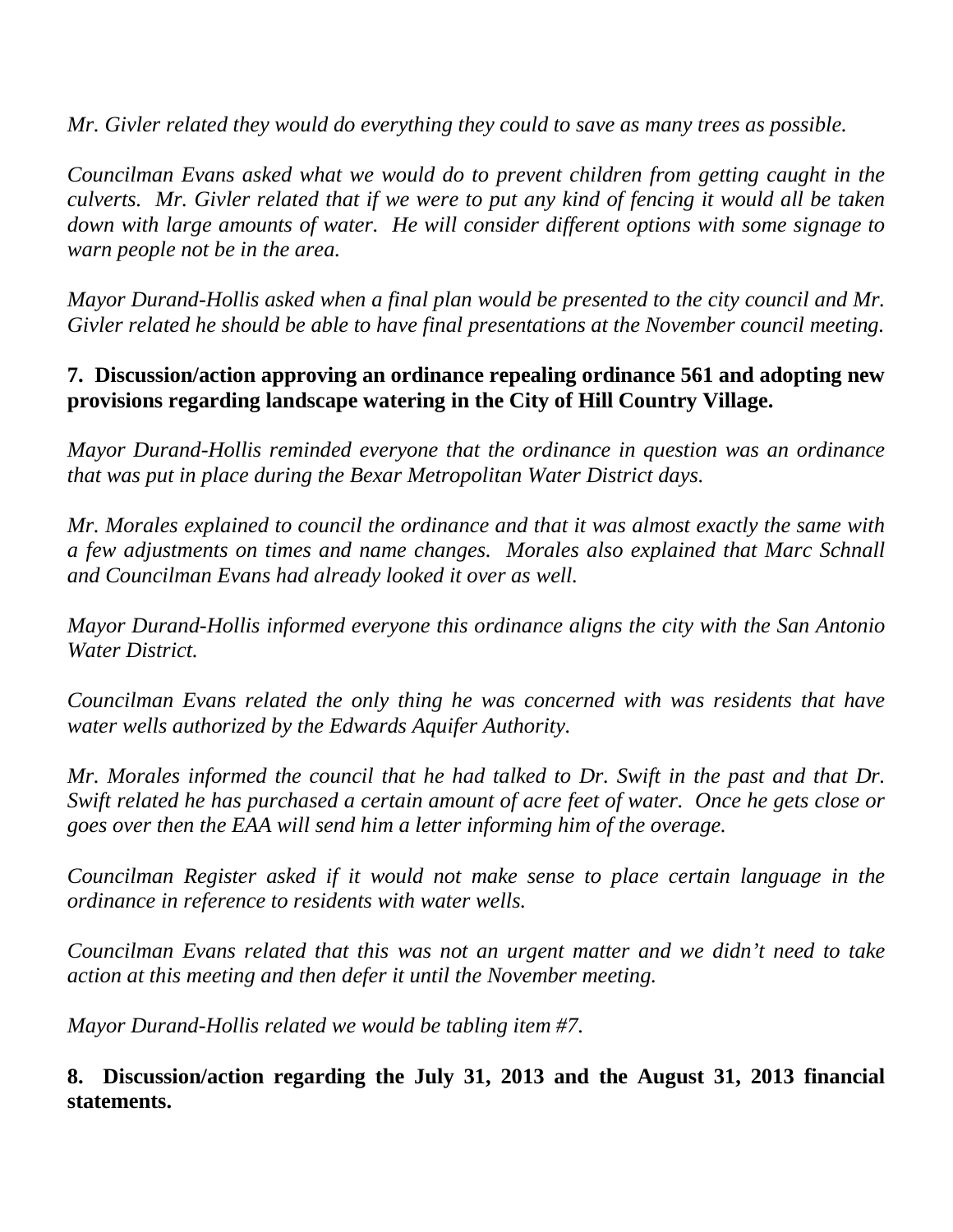*Mr. Givler related they would do everything they could to save as many trees as possible.*

*Councilman Evans asked what we would do to prevent children from getting caught in the culverts. Mr. Givler related that if we were to put any kind of fencing it would all be taken down with large amounts of water. He will consider different options with some signage to warn people not be in the area.*

*Mayor Durand-Hollis asked when a final plan would be presented to the city council and Mr. Givler related he should be able to have final presentations at the November council meeting.*

**7. Discussion/action approving an ordinance repealing ordinance 561 and adopting new provisions regarding landscape watering in the City of Hill Country Village.**

*Mayor Durand-Hollis reminded everyone that the ordinance in question was an ordinance that was put in place during the Bexar Metropolitan Water District days.*

*Mr. Morales explained to council the ordinance and that it was almost exactly the same with a few adjustments on times and name changes. Morales also explained that Marc Schnall and Councilman Evans had already looked it over as well.*

*Mayor Durand-Hollis informed everyone this ordinance aligns the city with the San Antonio Water District.*

*Councilman Evans related the only thing he was concerned with was residents that have water wells authorized by the Edwards Aquifer Authority.*

*Mr. Morales informed the council that he had talked to Dr. Swift in the past and that Dr. Swift related he has purchased a certain amount of acre feet of water. Once he gets close or goes over then the EAA will send him a letter informing him of the overage.*

*Councilman Register asked if it would not make sense to place certain language in the ordinance in reference to residents with water wells.*

*Councilman Evans related that this was not an urgent matter and we didn't need to take action at this meeting and then defer it until the November meeting.*

*Mayor Durand-Hollis related we would be tabling item #7.*

**8. Discussion/action regarding the July 31, 2013 and the August 31, 2013 financial statements.**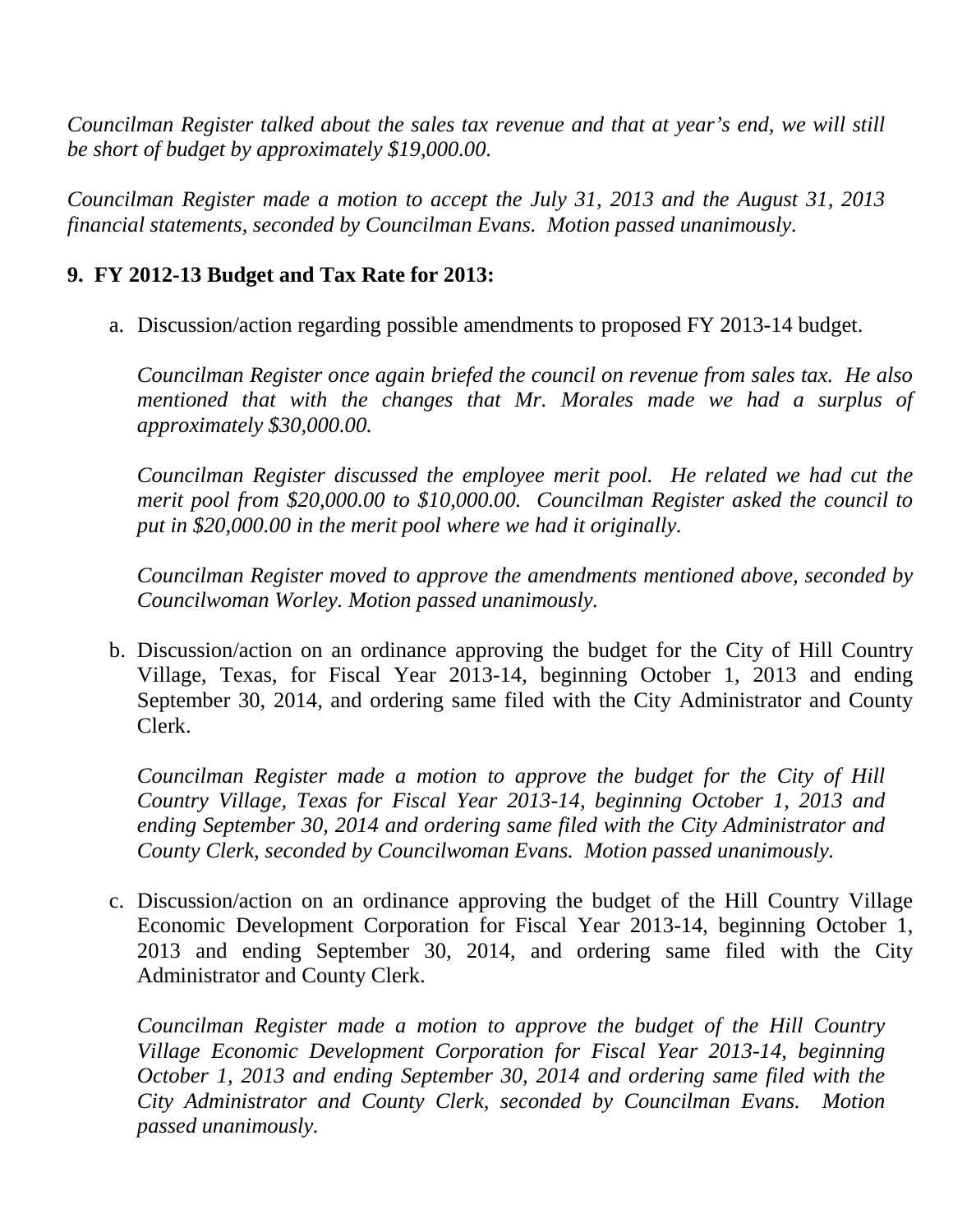*Councilman Register talked about the sales tax revenue and that at year's end, we will still be short of budget by approximately $19,000.00.*

*Councilman Register made a motion to accept the July 31, 2013 and the August 31, 2013 financial statements, seconded by Councilman Evans. Motion passed unanimously.*

**9. FY 2012-13 Budget and Tax Rate for 2013:**

a. Discussion/action regarding possible amendments to proposed FY 2013-14 budget.

   *Councilman Register once again briefed the council on revenue from sales tax. He also mentioned that with the changes that Mr. Morales made we had a surplus of approximately $30,000.00.*

   *Councilman Register discussed the employee merit pool. He related we had cut the merit pool from $20,000.00 to $10,000.00. Councilman Register asked the council to put in $20,000.00 in the merit pool where we had it originally.*

   *Councilman Register moved to approve the amendments mentioned above, seconded by Councilwoman Worley. Motion passed unanimously.*

b. Discussion/action on an ordinance approving the budget for the City of Hill Country Village, Texas, for Fiscal Year 2013-14, beginning October 1, 2013 and ending September 30, 2014, and ordering same filed with the City Administrator and County Clerk.

   *Councilman Register made a motion to approve the budget for the City of Hill Country Village, Texas for Fiscal Year 2013-14, beginning October 1, 2013 and ending September 30, 2014 and ordering same filed with the City Administrator and County Clerk, seconded by Councilwoman Evans. Motion passed unanimously.*

c. Discussion/action on an ordinance approving the budget of the Hill Country Village Economic Development Corporation for Fiscal Year 2013-14, beginning October 1, 2013 and ending September 30, 2014, and ordering same filed with the City Administrator and County Clerk.

   *Councilman Register made a motion to approve the budget of the Hill Country Village Economic Development Corporation for Fiscal Year 2013-14, beginning October 1, 2013 and ending September 30, 2014 and ordering same filed with the City Administrator and County Clerk, seconded by Councilman Evans. Motion passed unanimously.*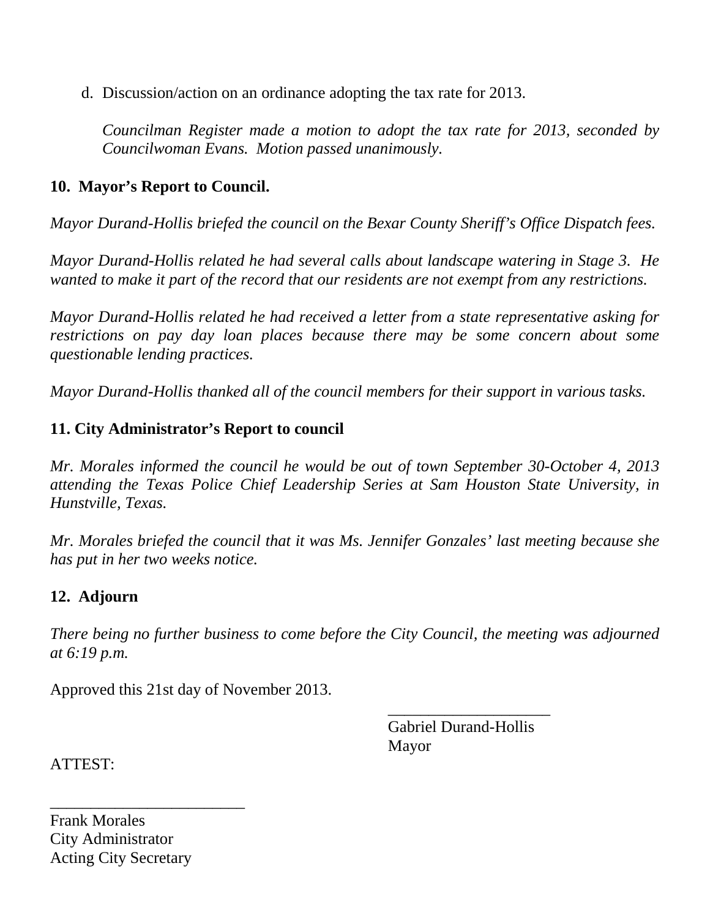d. Discussion/action on an ordinance adopting the tax rate for 2013.

   *Councilman Register made a motion to adopt the tax rate for 2013, seconded by Councilwoman Evans. Motion passed unanimously.*

**10. Mayor's Report to Council.**

*Mayor Durand-Hollis briefed the council on the Bexar County Sheriff's Office Dispatch fees.*

*Mayor Durand-Hollis related he had several calls about landscape watering in Stage 3. He wanted to make it part of the record that our residents are not exempt from any restrictions.*

*Mayor Durand-Hollis related he had received a letter from a state representative asking for restrictions on pay day loan places because there may be some concern about some questionable lending practices.*

*Mayor Durand-Hollis thanked all of the council members for their support in various tasks.*

**11. City Administrator's Report to council**

*Mr. Morales informed the council he would be out of town September 30-October 4, 2013 attending the Texas Police Chief Leadership Series at Sam Houston State University, in Hunstville, Texas.*

*Mr. Morales briefed the council that it was Ms. Jennifer Gonzales' last meeting because she has put in her two weeks notice.*

**12. Adjourn**

*There being no further business to come before the City Council, the meeting was adjourned at 6:19 p.m.*

Approved this 21st day of November 2013.

____________________
Gabriel Durand-Hollis
Mayor

ATTEST:

________________________
Frank Morales
City Administrator
Acting City Secretary